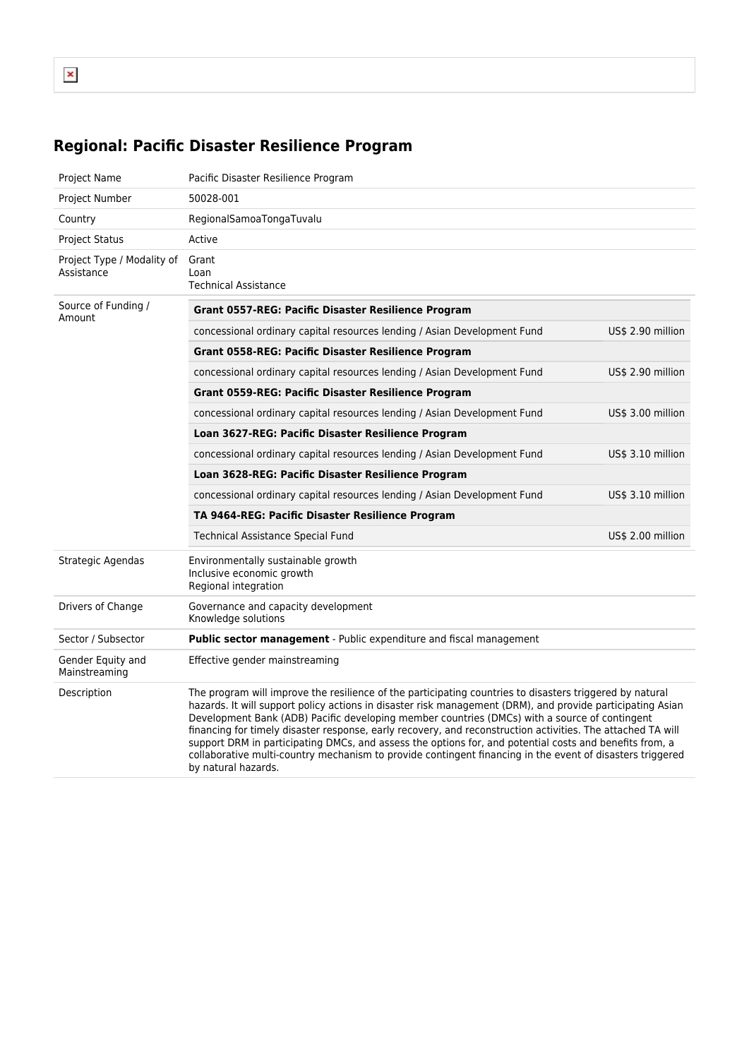## Regional: Pacific Disaster Resilience Program

| | | |
|---|---|---|
| Project Name | Pacific Disaster Resilience Program | |
| Project Number | 50028-001 | |
| Country | RegionalSamoaTongaTuvalu | |
| Project Status | Active | |
| Project Type / Modality of Assistance | Grant<br>Loan<br>Technical Assistance | |
| Source of Funding / Amount | **Grant 0557-REG: Pacific Disaster Resilience Program** | |
| | concessional ordinary capital resources lending / Asian Development Fund | US$ 2.90 million |
| | **Grant 0558-REG: Pacific Disaster Resilience Program** | |
| | concessional ordinary capital resources lending / Asian Development Fund | US$ 2.90 million |
| | **Grant 0559-REG: Pacific Disaster Resilience Program** | |
| | concessional ordinary capital resources lending / Asian Development Fund | US$ 3.00 million |
| | **Loan 3627-REG: Pacific Disaster Resilience Program** | |
| | concessional ordinary capital resources lending / Asian Development Fund | US$ 3.10 million |
| | **Loan 3628-REG: Pacific Disaster Resilience Program** | |
| | concessional ordinary capital resources lending / Asian Development Fund | US$ 3.10 million |
| | **TA 9464-REG: Pacific Disaster Resilience Program** | |
| | Technical Assistance Special Fund | US$ 2.00 million |
| Strategic Agendas | Environmentally sustainable growth<br>Inclusive economic growth<br>Regional integration | |
| Drivers of Change | Governance and capacity development<br>Knowledge solutions | |
| Sector / Subsector | **Public sector management** - Public expenditure and fiscal management | |
| Gender Equity and Mainstreaming | Effective gender mainstreaming | |
| Description | The program will improve the resilience of the participating countries to disasters triggered by natural hazards. It will support policy actions in disaster risk management (DRM), and provide participating Asian Development Bank (ADB) Pacific developing member countries (DMCs) with a source of contingent financing for timely disaster response, early recovery, and reconstruction activities. The attached TA will support DRM in participating DMCs, and assess the options for, and potential costs and benefits from, a collaborative multi-country mechanism to provide contingent financing in the event of disasters triggered by natural hazards. | |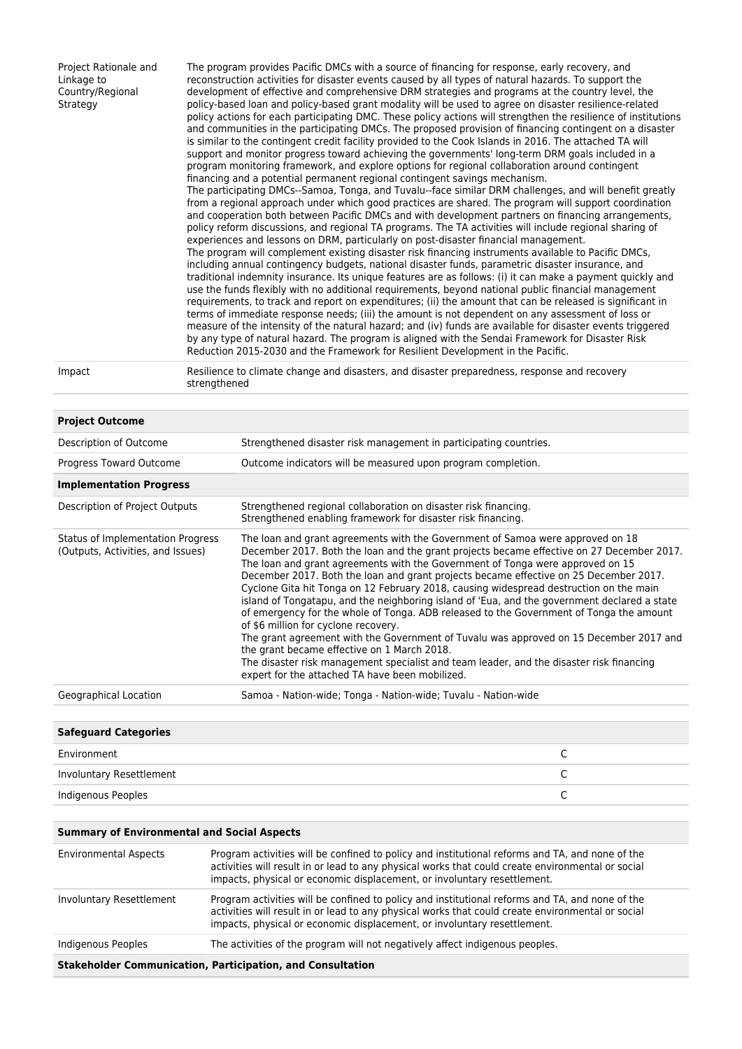| | |
|---|---|
| Project Rationale and Linkage to Country/Regional Strategy | The program provides Pacific DMCs with a source of financing for response, early recovery, and reconstruction activities for disaster events caused by all types of natural hazards. To support the development of effective and comprehensive DRM strategies and programs at the country level, the policy-based loan and policy-based grant modality will be used to agree on disaster resilience-related policy actions for each participating DMC. These policy actions will strengthen the resilience of institutions and communities in the participating DMCs. The proposed provision of financing contingent on a disaster is similar to the contingent credit facility provided to the Cook Islands in 2016. The attached TA will support and monitor progress toward achieving the governments' long-term DRM goals included in a program monitoring framework, and explore options for regional collaboration around contingent financing and a potential permanent regional contingent savings mechanism.<br>The participating DMCs--Samoa, Tonga, and Tuvalu--face similar DRM challenges, and will benefit greatly from a regional approach under which good practices are shared. The program will support coordination and cooperation both between Pacific DMCs and with development partners on financing arrangements, policy reform discussions, and regional TA programs. The TA activities will include regional sharing of experiences and lessons on DRM, particularly on post-disaster financial management.<br>The program will complement existing disaster risk financing instruments available to Pacific DMCs, including annual contingency budgets, national disaster funds, parametric disaster insurance, and traditional indemnity insurance. Its unique features are as follows: (i) it can make a payment quickly and use the funds flexibly with no additional requirements, beyond national public financial management requirements, to track and report on expenditures; (ii) the amount that can be released is significant in terms of immediate response needs; (iii) the amount is not dependent on any assessment of loss or measure of the intensity of the natural hazard; and (iv) funds are available for disaster events triggered by any type of natural hazard. The program is aligned with the Sendai Framework for Disaster Risk Reduction 2015-2030 and the Framework for Resilient Development in the Pacific. |
| Impact | Resilience to climate change and disasters, and disaster preparedness, response and recovery strengthened |

| **Project Outcome** | |
|---|---|
| Description of Outcome | Strengthened disaster risk management in participating countries. |
| Progress Toward Outcome | Outcome indicators will be measured upon program completion. |
| **Implementation Progress** | |
| Description of Project Outputs | Strengthened regional collaboration on disaster risk financing.<br>Strengthened enabling framework for disaster risk financing. |
| Status of Implementation Progress (Outputs, Activities, and Issues) | The loan and grant agreements with the Government of Samoa were approved on 18 December 2017. Both the loan and the grant projects became effective on 27 December 2017. The loan and grant agreements with the Government of Tonga were approved on 15 December 2017. Both the loan and grant projects became effective on 25 December 2017. Cyclone Gita hit Tonga on 12 February 2018, causing widespread destruction on the main island of Tongatapu, and the neighboring island of 'Eua, and the government declared a state of emergency for the whole of Tonga. ADB released to the Government of Tonga the amount of $6 million for cyclone recovery.<br>The grant agreement with the Government of Tuvalu was approved on 15 December 2017 and the grant became effective on 1 March 2018.<br>The disaster risk management specialist and team leader, and the disaster risk financing expert for the attached TA have been mobilized. |
| Geographical Location | Samoa - Nation-wide; Tonga - Nation-wide; Tuvalu - Nation-wide |

| **Safeguard Categories** | |
|---|---|
| Environment | C |
| Involuntary Resettlement | C |
| Indigenous Peoples | C |

| **Summary of Environmental and Social Aspects** | |
|---|---|
| Environmental Aspects | Program activities will be confined to policy and institutional reforms and TA, and none of the activities will result in or lead to any physical works that could create environmental or social impacts, physical or economic displacement, or involuntary resettlement. |
| Involuntary Resettlement | Program activities will be confined to policy and institutional reforms and TA, and none of the activities will result in or lead to any physical works that could create environmental or social impacts, physical or economic displacement, or involuntary resettlement. |
| Indigenous Peoples | The activities of the program will not negatively affect indigenous peoples. |
| **Stakeholder Communication, Participation, and Consultation** | |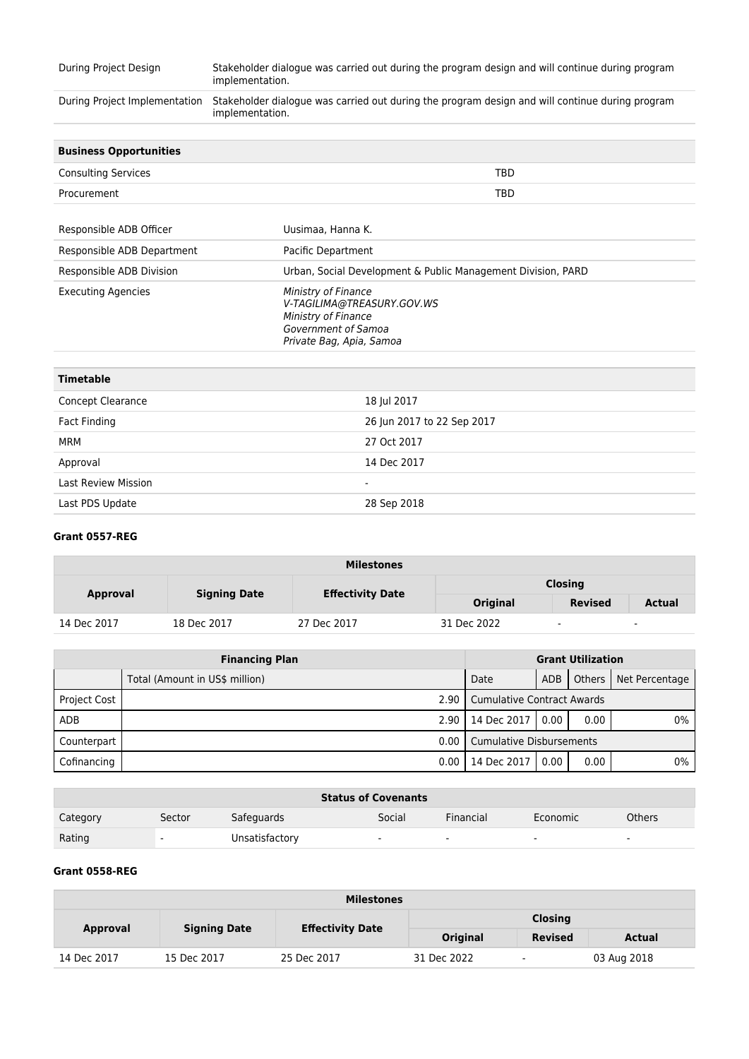| | |
|---|---|
| During Project Design | Stakeholder dialogue was carried out during the program design and will continue during program implementation. |
| During Project Implementation | Stakeholder dialogue was carried out during the program design and will continue during program implementation. |

| Business Opportunities | |
|---|---|
| Consulting Services | TBD |
| Procurement | TBD |

| | |
|---|---|
| Responsible ADB Officer | Uusimaa, Hanna K. |
| Responsible ADB Department | Pacific Department |
| Responsible ADB Division | Urban, Social Development & Public Management Division, PARD |
| Executing Agencies | *Ministry of Finance*<br>*V-TAGILIMA@TREASURY.GOV.WS*<br>*Ministry of Finance*<br>*Government of Samoa*<br>*Private Bag, Apia, Samoa* |

| Timetable | |
|---|---|
| Concept Clearance | 18 Jul 2017 |
| Fact Finding | 26 Jun 2017 to 22 Sep 2017 |
| MRM | 27 Oct 2017 |
| Approval | 14 Dec 2017 |
| Last Review Mission | - |
| Last PDS Update | 28 Sep 2018 |

**Grant 0557-REG**

| Milestones | | | | | |
|---|---|---|---|---|---|
| Approval | Signing Date | Effectivity Date | Closing | | |
| | | | Original | Revised | Actual |
| 14 Dec 2017 | 18 Dec 2017 | 27 Dec 2017 | 31 Dec 2022 | - | - |

| Financing Plan | | Grant Utilization | | | |
|---|---|---|---|---|---|
| | Total (Amount in US$ million) | Date | ADB | Others | Net Percentage |
| Project Cost | 2.90 | Cumulative Contract Awards | | | |
| ADB | 2.90 | 14 Dec 2017 | 0.00 | 0.00 | 0% |
| Counterpart | 0.00 | Cumulative Disbursements | | | |
| Cofinancing | 0.00 | 14 Dec 2017 | 0.00 | 0.00 | 0% |

| Status of Covenants | | | | | | |
|---|---|---|---|---|---|---|
| Category | Sector | Safeguards | Social | Financial | Economic | Others |
| Rating | - | Unsatisfactory | - | - | - | - |

**Grant 0558-REG**

| Milestones | | | | | |
|---|---|---|---|---|---|
| Approval | Signing Date | Effectivity Date | Closing | | |
| | | | Original | Revised | Actual |
| 14 Dec 2017 | 15 Dec 2017 | 25 Dec 2017 | 31 Dec 2022 | - | 03 Aug 2018 |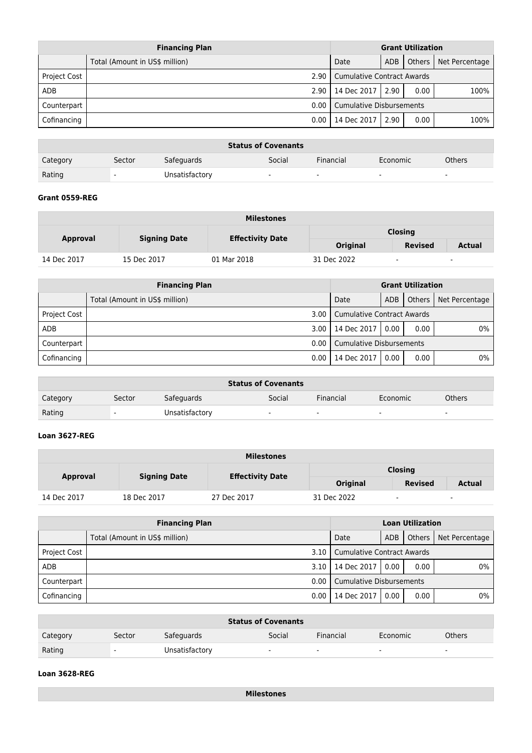| Financing Plan | | Grant Utilization | | | |
|---|---|---|---|---|---|
| | Total (Amount in US$ million) | Date | ADB | Others | Net Percentage |
| Project Cost | 2.90 | Cumulative Contract Awards | | | |
| ADB | 2.90 | 14 Dec 2017 | 2.90 | 0.00 | 100% |
| Counterpart | 0.00 | Cumulative Disbursements | | | |
| Cofinancing | 0.00 | 14 Dec 2017 | 2.90 | 0.00 | 100% |

| Status of Covenants | | | | | | |
|---|---|---|---|---|---|---|
| Category | Sector | Safeguards | Social | Financial | Economic | Others |
| Rating | - | Unsatisfactory | - | - | - | - |

**Grant 0559-REG**

| Milestones | | | | | |
|---|---|---|---|---|---|
| Approval | Signing Date | Effectivity Date | Closing | | |
| | | | Original | Revised | Actual |
| 14 Dec 2017 | 15 Dec 2017 | 01 Mar 2018 | 31 Dec 2022 | - | - |

| Financing Plan | | Grant Utilization | | | |
|---|---|---|---|---|---|
| | Total (Amount in US$ million) | Date | ADB | Others | Net Percentage |
| Project Cost | 3.00 | Cumulative Contract Awards | | | |
| ADB | 3.00 | 14 Dec 2017 | 0.00 | 0.00 | 0% |
| Counterpart | 0.00 | Cumulative Disbursements | | | |
| Cofinancing | 0.00 | 14 Dec 2017 | 0.00 | 0.00 | 0% |

| Status of Covenants | | | | | | |
|---|---|---|---|---|---|---|
| Category | Sector | Safeguards | Social | Financial | Economic | Others |
| Rating | - | Unsatisfactory | - | - | - | - |

**Loan 3627-REG**

| Milestones | | | | | |
|---|---|---|---|---|---|
| Approval | Signing Date | Effectivity Date | Closing | | |
| | | | Original | Revised | Actual |
| 14 Dec 2017 | 18 Dec 2017 | 27 Dec 2017 | 31 Dec 2022 | - | - |

| Financing Plan | | Loan Utilization | | | |
|---|---|---|---|---|---|
| | Total (Amount in US$ million) | Date | ADB | Others | Net Percentage |
| Project Cost | 3.10 | Cumulative Contract Awards | | | |
| ADB | 3.10 | 14 Dec 2017 | 0.00 | 0.00 | 0% |
| Counterpart | 0.00 | Cumulative Disbursements | | | |
| Cofinancing | 0.00 | 14 Dec 2017 | 0.00 | 0.00 | 0% |

| Status of Covenants | | | | | | |
|---|---|---|---|---|---|---|
| Category | Sector | Safeguards | Social | Financial | Economic | Others |
| Rating | - | Unsatisfactory | - | - | - | - |

**Loan 3628-REG**

| Milestones |
|---|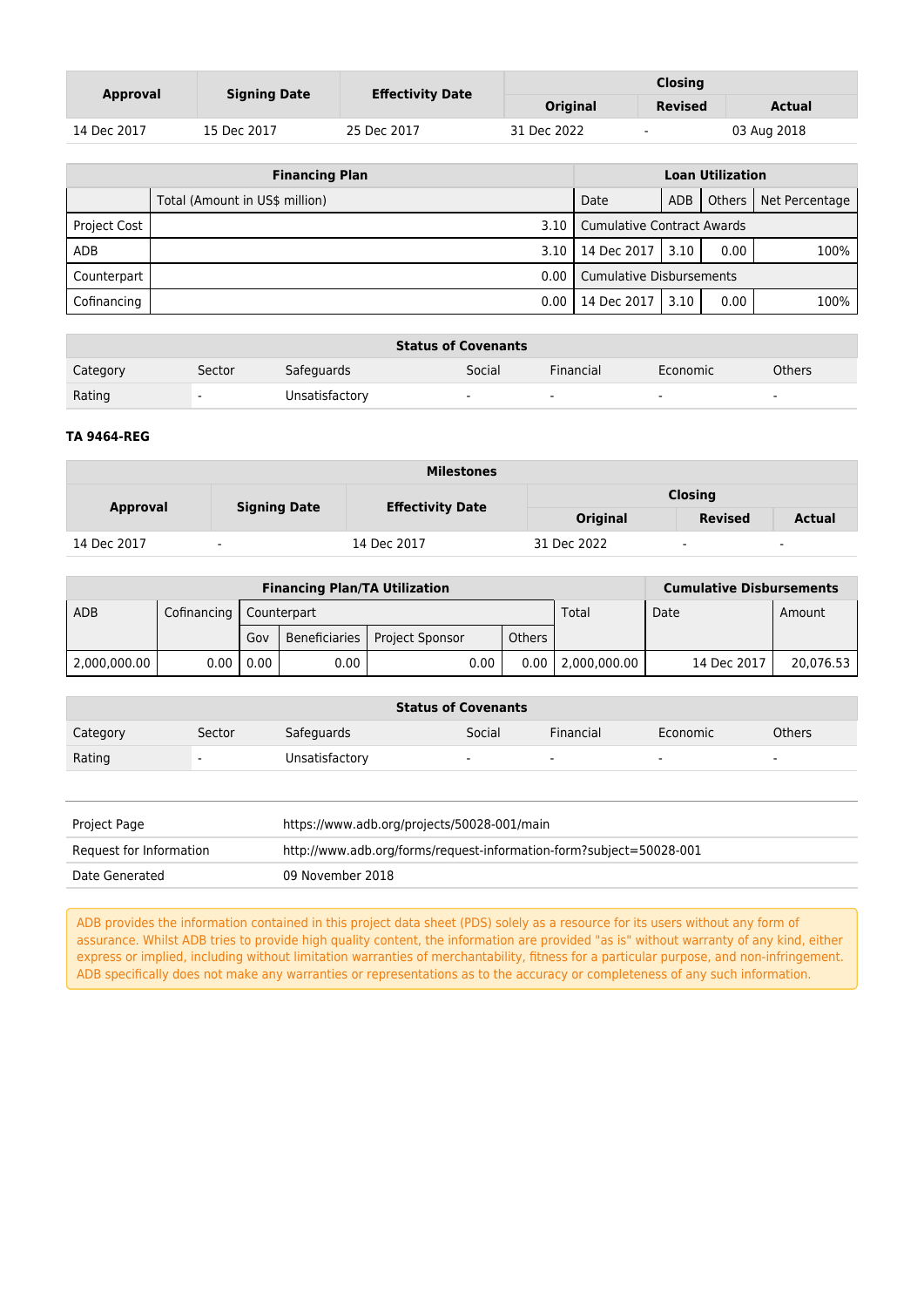| Approval | Signing Date | Effectivity Date | Closing | | |
|---|---|---|---|---|---|
| | | | Original | Revised | Actual |
| 14 Dec 2017 | 15 Dec 2017 | 25 Dec 2017 | 31 Dec 2022 | - | 03 Aug 2018 |

| Financing Plan | | Loan Utilization | | | |
|---|---|---|---|---|---|
| | Total (Amount in US$ million) | Date | ADB | Others | Net Percentage |
| Project Cost | 3.10 | Cumulative Contract Awards | | | |
| ADB | 3.10 | 14 Dec 2017 | 3.10 | 0.00 | 100% |
| Counterpart | 0.00 | Cumulative Disbursements | | | |
| Cofinancing | 0.00 | 14 Dec 2017 | 3.10 | 0.00 | 100% |

| Status of Covenants | | | | | | |
|---|---|---|---|---|---|---|
| Category | Sector | Safeguards | Social | Financial | Economic | Others |
| Rating | - | Unsatisfactory | - | - | - | - |

**TA 9464-REG**

| Milestones | | | | | |
|---|---|---|---|---|---|
| Approval | Signing Date | Effectivity Date | Closing | | |
| | | | Original | Revised | Actual |
| 14 Dec 2017 | - | 14 Dec 2017 | 31 Dec 2022 | - | - |

| Financing Plan/TA Utilization | | | | | | | Cumulative Disbursements | |
|---|---|---|---|---|---|---|---|---|
| ADB | Cofinancing | Counterpart | | | | Total | Date | Amount |
| | | Gov | Beneficiaries | Project Sponsor | Others | | | |
| 2,000,000.00 | 0.00 | 0.00 | 0.00 | 0.00 | 0.00 | 2,000,000.00 | 14 Dec 2017 | 20,076.53 |

| Status of Covenants | | | | | | |
|---|---|---|---|---|---|---|
| Category | Sector | Safeguards | Social | Financial | Economic | Others |
| Rating | - | Unsatisfactory | - | - | - | - |

| | |
|---|---|
| Project Page | https://www.adb.org/projects/50028-001/main |
| Request for Information | http://www.adb.org/forms/request-information-form?subject=50028-001 |
| Date Generated | 09 November 2018 |

ADB provides the information contained in this project data sheet (PDS) solely as a resource for its users without any form of assurance. Whilst ADB tries to provide high quality content, the information are provided "as is" without warranty of any kind, either express or implied, including without limitation warranties of merchantability, fitness for a particular purpose, and non-infringement. ADB specifically does not make any warranties or representations as to the accuracy or completeness of any such information.